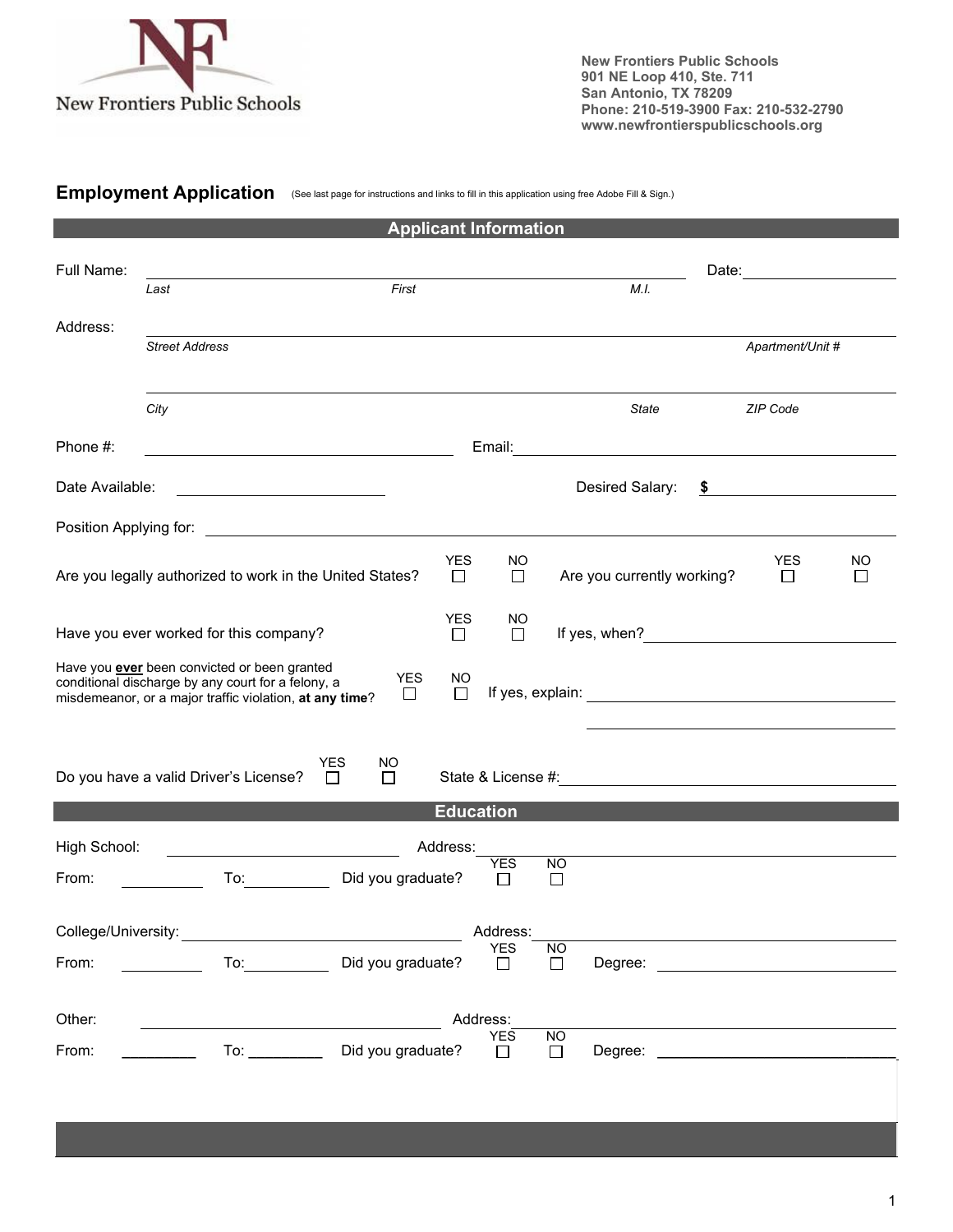New Frontiers Public Schools

**New Frontiers Public Schools**
**901 NE Loop 410, Ste. 711**
**San Antonio, TX 78209**
**Phone: 210-519-3900 Fax: 210-532-2790**
**www.newfrontierspublicschools.org**

## Employment Application

(See last page for instructions and links to fill in this application using free Adobe Fill & Sign.)

### Applicant Information

Full Name: ______________________________________________ Date: ______________
*Last* *First* *M.I.*

Address: ______________________________________________
*Street Address* *Apartment/Unit #*

______________________________________________
*City* *State* *ZIP Code*

Phone #: ______________________ Email: ______________________

Date Available: ______________ Desired Salary: **$** ______________

Position Applying for: ______________________________________________

Are you legally authorized to work in the United States? YES ☐ NO ☐ Are you currently working? YES ☐ NO ☐

Have you ever worked for this company? YES ☐ NO ☐ If yes, when? ______________

Have you **ever** been convicted or been granted conditional discharge by any court for a felony, a misdemeanor, or a major traffic violation, **at any time**? YES ☐ NO ☐ If yes, explain: ______________________________

Do you have a valid Driver's License? YES ☐ NO ☐ State & License #: ______________

### Education

High School: ______________ Address: ______________
From: ________ To: ________ Did you graduate? YES ☐ NO ☐

College/University: ______________ Address: ______________
From: ________ To: ________ Did you graduate? YES ☐ NO ☐ Degree: ______________

Other: ______________ Address: ______________
From: ________ To: ________ Did you graduate? YES ☐ NO ☐ Degree: ______________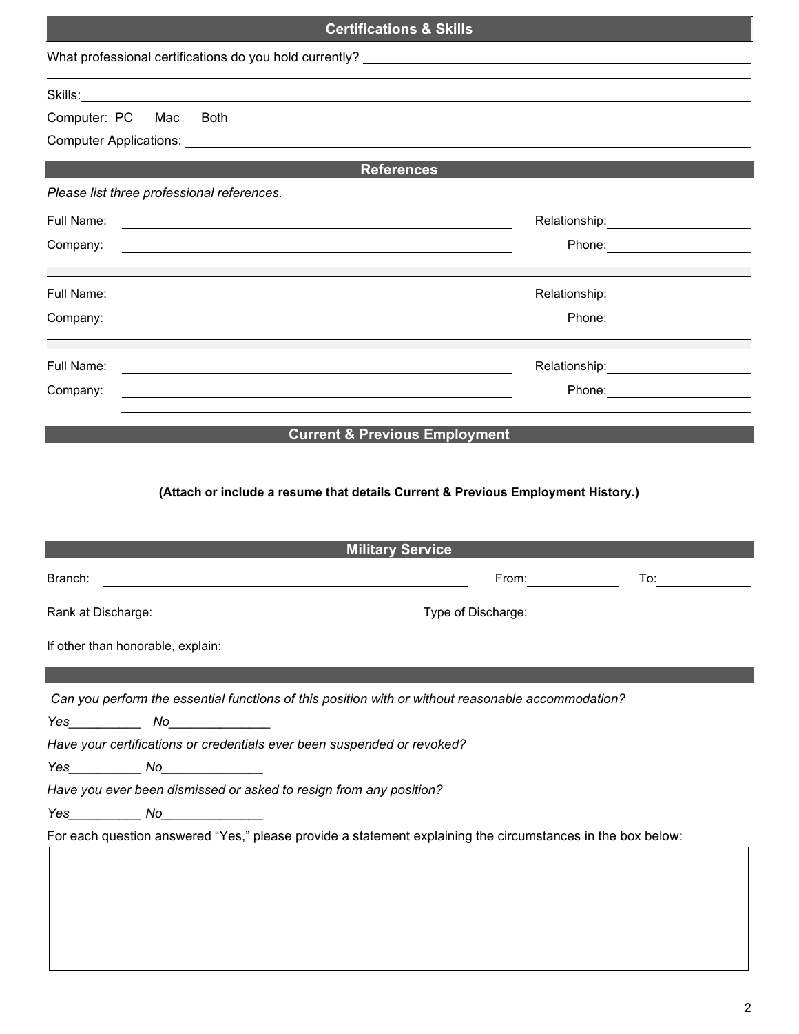## Certifications & Skills

What professional certifications do you hold currently? ______________________________

______________________________

Skills: ______________________________

Computer: PC Mac Both

Computer Applications: ______________________________

## References

*Please list three professional references.*

Full Name: ______________________________ Relationship: ______________

Company: ______________________________ Phone: ______________

Full Name: ______________________________ Relationship: ______________

Company: ______________________________ Phone: ______________

Full Name: ______________________________ Relationship: ______________

Company: ______________________________ Phone: ______________

## Current & Previous Employment

**(Attach or include a resume that details Current & Previous Employment History.)**

## Military Service

Branch: ______________________________ From: ______________ To: ______________

Rank at Discharge: ______________________ Type of Discharge: ______________________

If other than honorable, explain: ______________________________

*Can you perform the essential functions of this position with or without reasonable accommodation?*

*Yes__________ No______________*

*Have your certifications or credentials ever been suspended or revoked?*

*Yes__________ No______________*

*Have you ever been dismissed or asked to resign from any position?*

*Yes__________ No______________*

For each question answered "Yes," please provide a statement explaining the circumstances in the box below: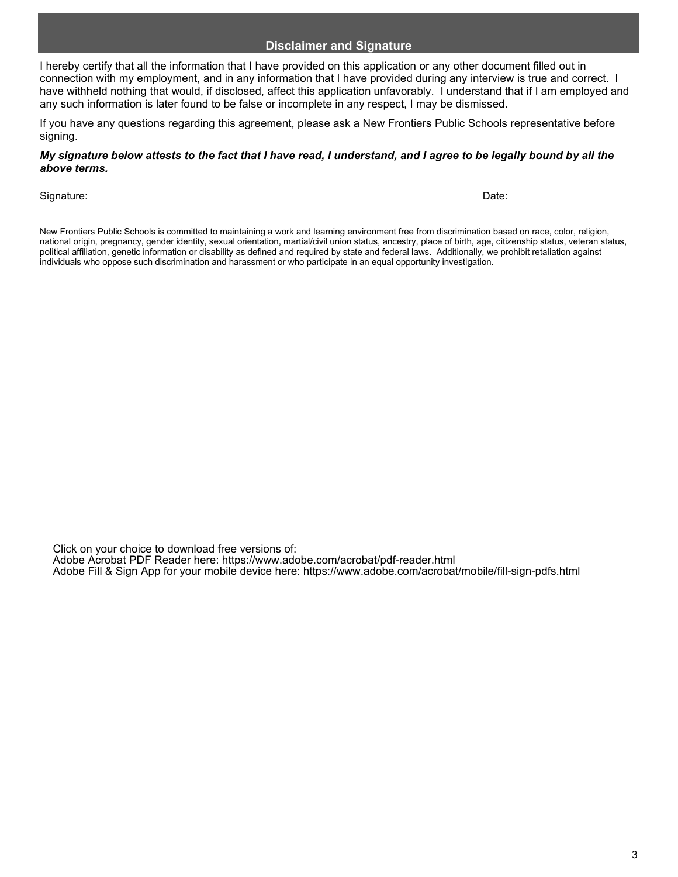## Disclaimer and Signature

I hereby certify that all the information that I have provided on this application or any other document filled out in connection with my employment, and in any information that I have provided during any interview is true and correct. I have withheld nothing that would, if disclosed, affect this application unfavorably. I understand that if I am employed and any such information is later found to be false or incomplete in any respect, I may be dismissed.

If you have any questions regarding this agreement, please ask a New Frontiers Public Schools representative before signing.

***My signature below attests to the fact that I have read, I understand, and I agree to be legally bound by all the above terms.***

Signature: ______________________________________________ Date: ____________________

New Frontiers Public Schools is committed to maintaining a work and learning environment free from discrimination based on race, color, religion, national origin, pregnancy, gender identity, sexual orientation, martial/civil union status, ancestry, place of birth, age, citizenship status, veteran status, political affiliation, genetic information or disability as defined and required by state and federal laws. Additionally, we prohibit retaliation against individuals who oppose such discrimination and harassment or who participate in an equal opportunity investigation.

Click on your choice to download free versions of:
Adobe Acrobat PDF Reader here: https://www.adobe.com/acrobat/pdf-reader.html
Adobe Fill & Sign App for your mobile device here: https://www.adobe.com/acrobat/mobile/fill-sign-pdfs.html